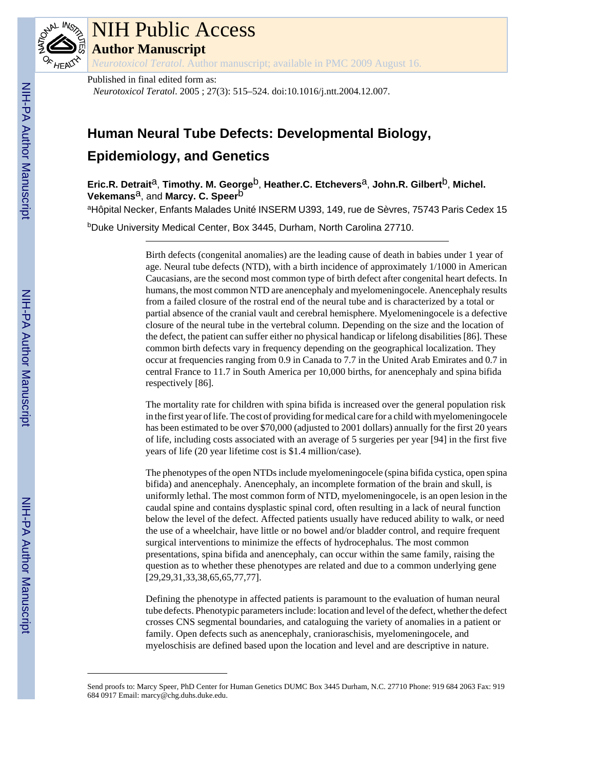Published in final edited form as:

*Neurotoxicol Teratol*. 2005 ; 27(3): 515–524. doi:10.1016/j.ntt.2004.12.007.

# Human Neural Tube Defects: Developmental Biology, Epidemiology, and Genetics

**Eric.R. Detrait**[a], **Timothy. M. George**[b], **Heather.C. Etchevers**[a], **John.R. Gilbert**[b], **Michel. Vekemans**[a], and **Marcy. C. Speer**[b]

[a]Hôpital Necker, Enfants Malades Unité INSERM U393, 149, rue de Sèvres, 75743 Paris Cedex 15

[b]Duke University Medical Center, Box 3445, Durham, North Carolina 27710.

---

Birth defects (congenital anomalies) are the leading cause of death in babies under 1 year of age. Neural tube defects (NTD), with a birth incidence of approximately 1/1000 in American Caucasians, are the second most common type of birth defect after congenital heart defects. In humans, the most common NTD are anencephaly and myelomeningocele. Anencephaly results from a failed closure of the rostral end of the neural tube and is characterized by a total or partial absence of the cranial vault and cerebral hemisphere. Myelomeningocele is a defective closure of the neural tube in the vertebral column. Depending on the size and the location of the defect, the patient can suffer either no physical handicap or lifelong disabilities [86]. These common birth defects vary in frequency depending on the geographical localization. They occur at frequencies ranging from 0.9 in Canada to 7.7 in the United Arab Emirates and 0.7 in central France to 11.7 in South America per 10,000 births, for anencephaly and spina bifida respectively [86].

The mortality rate for children with spina bifida is increased over the general population risk in the first year of life. The cost of providing for medical care for a child with myelomeningocele has been estimated to be over $70,000 (adjusted to 2001 dollars) annually for the first 20 years of life, including costs associated with an average of 5 surgeries per year [94] in the first five years of life (20 year lifetime cost is $1.4 million/case).

The phenotypes of the open NTDs include myelomeningocele (spina bifida cystica, open spina bifida) and anencephaly. Anencephaly, an incomplete formation of the brain and skull, is uniformly lethal. The most common form of NTD, myelomeningocele, is an open lesion in the caudal spine and contains dysplastic spinal cord, often resulting in a lack of neural function below the level of the defect. Affected patients usually have reduced ability to walk, or need the use of a wheelchair, have little or no bowel and/or bladder control, and require frequent surgical interventions to minimize the effects of hydrocephalus. The most common presentations, spina bifida and anencephaly, can occur within the same family, raising the question as to whether these phenotypes are related and due to a common underlying gene [29,29,31,33,38,65,65,77,77].

Defining the phenotype in affected patients is paramount to the evaluation of human neural tube defects. Phenotypic parameters include: location and level of the defect, whether the defect crosses CNS segmental boundaries, and cataloguing the variety of anomalies in a patient or family. Open defects such as anencephaly, cranioraschisis, myelomeningocele, and myeloschisis are defined based upon the location and level and are descriptive in nature.

---

Send proofs to: Marcy Speer, PhD Center for Human Genetics DUMC Box 3445 Durham, N.C. 27710 Phone: 919 684 2063 Fax: 919 684 0917 Email: marcy@chg.duhs.duke.edu.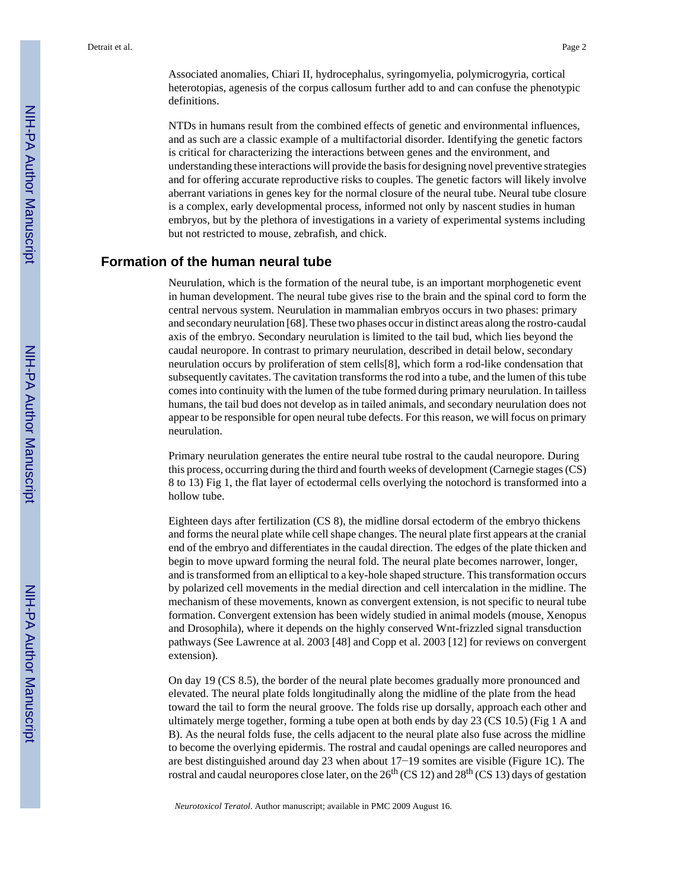Associated anomalies, Chiari II, hydrocephalus, syringomyelia, polymicrogyria, cortical heterotopias, agenesis of the corpus callosum further add to and can confuse the phenotypic definitions.

NTDs in humans result from the combined effects of genetic and environmental influences, and as such are a classic example of a multifactorial disorder. Identifying the genetic factors is critical for characterizing the interactions between genes and the environment, and understanding these interactions will provide the basis for designing novel preventive strategies and for offering accurate reproductive risks to couples. The genetic factors will likely involve aberrant variations in genes key for the normal closure of the neural tube. Neural tube closure is a complex, early developmental process, informed not only by nascent studies in human embryos, but by the plethora of investigations in a variety of experimental systems including but not restricted to mouse, zebrafish, and chick.

## Formation of the human neural tube

Neurulation, which is the formation of the neural tube, is an important morphogenetic event in human development. The neural tube gives rise to the brain and the spinal cord to form the central nervous system. Neurulation in mammalian embryos occurs in two phases: primary and secondary neurulation [68]. These two phases occur in distinct areas along the rostro-caudal axis of the embryo. Secondary neurulation is limited to the tail bud, which lies beyond the caudal neuropore. In contrast to primary neurulation, described in detail below, secondary neurulation occurs by proliferation of stem cells[8], which form a rod-like condensation that subsequently cavitates. The cavitation transforms the rod into a tube, and the lumen of this tube comes into continuity with the lumen of the tube formed during primary neurulation. In tailless humans, the tail bud does not develop as in tailed animals, and secondary neurulation does not appear to be responsible for open neural tube defects. For this reason, we will focus on primary neurulation.

Primary neurulation generates the entire neural tube rostral to the caudal neuropore. During this process, occurring during the third and fourth weeks of development (Carnegie stages (CS) 8 to 13) Fig 1, the flat layer of ectodermal cells overlying the notochord is transformed into a hollow tube.

Eighteen days after fertilization (CS 8), the midline dorsal ectoderm of the embryo thickens and forms the neural plate while cell shape changes. The neural plate first appears at the cranial end of the embryo and differentiates in the caudal direction. The edges of the plate thicken and begin to move upward forming the neural fold. The neural plate becomes narrower, longer, and is transformed from an elliptical to a key-hole shaped structure. This transformation occurs by polarized cell movements in the medial direction and cell intercalation in the midline. The mechanism of these movements, known as convergent extension, is not specific to neural tube formation. Convergent extension has been widely studied in animal models (mouse, Xenopus and Drosophila), where it depends on the highly conserved Wnt-frizzled signal transduction pathways (See Lawrence at al. 2003 [48] and Copp et al. 2003 [12] for reviews on convergent extension).

On day 19 (CS 8.5), the border of the neural plate becomes gradually more pronounced and elevated. The neural plate folds longitudinally along the midline of the plate from the head toward the tail to form the neural groove. The folds rise up dorsally, approach each other and ultimately merge together, forming a tube open at both ends by day 23 (CS 10.5) (Fig 1 A and B). As the neural folds fuse, the cells adjacent to the neural plate also fuse across the midline to become the overlying epidermis. The rostral and caudal openings are called neuropores and are best distinguished around day 23 when about 17−19 somites are visible (Figure 1C). The rostral and caudal neuropores close later, on the 26$^{th}$ (CS 12) and 28$^{th}$ (CS 13) days of gestation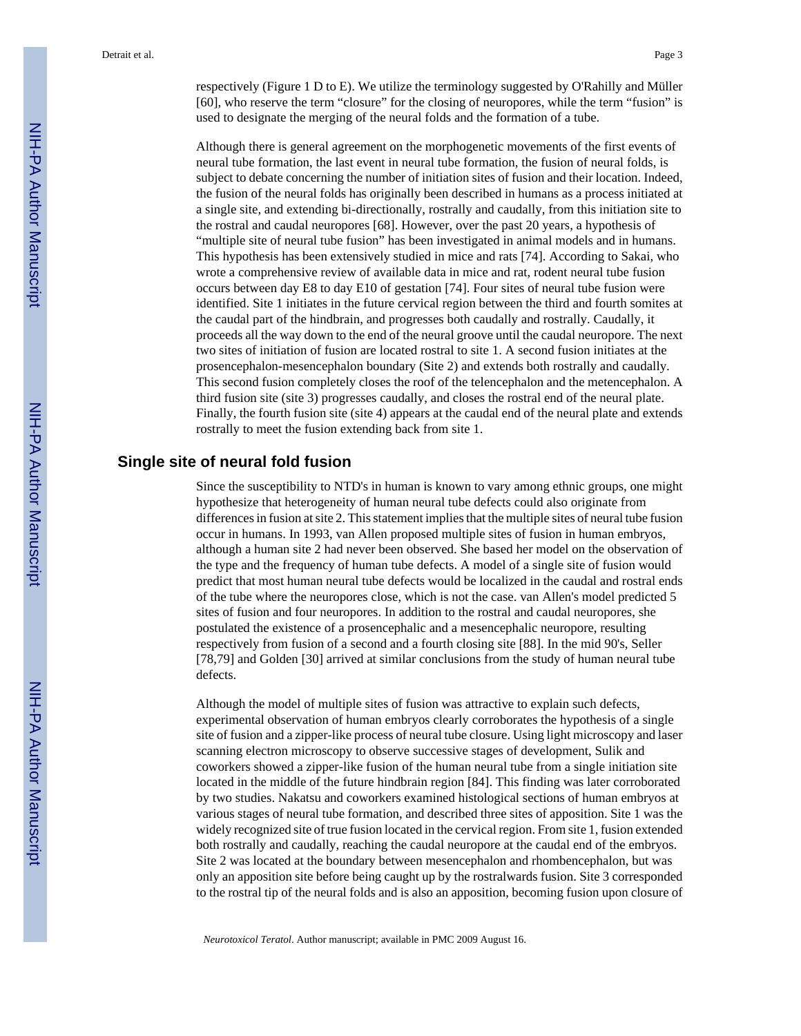respectively (Figure 1 D to E). We utilize the terminology suggested by O'Rahilly and Müller [60], who reserve the term "closure" for the closing of neuropores, while the term "fusion" is used to designate the merging of the neural folds and the formation of a tube.

Although there is general agreement on the morphogenetic movements of the first events of neural tube formation, the last event in neural tube formation, the fusion of neural folds, is subject to debate concerning the number of initiation sites of fusion and their location. Indeed, the fusion of the neural folds has originally been described in humans as a process initiated at a single site, and extending bi-directionally, rostrally and caudally, from this initiation site to the rostral and caudal neuropores [68]. However, over the past 20 years, a hypothesis of "multiple site of neural tube fusion" has been investigated in animal models and in humans. This hypothesis has been extensively studied in mice and rats [74]. According to Sakai, who wrote a comprehensive review of available data in mice and rat, rodent neural tube fusion occurs between day E8 to day E10 of gestation [74]. Four sites of neural tube fusion were identified. Site 1 initiates in the future cervical region between the third and fourth somites at the caudal part of the hindbrain, and progresses both caudally and rostrally. Caudally, it proceeds all the way down to the end of the neural groove until the caudal neuropore. The next two sites of initiation of fusion are located rostral to site 1. A second fusion initiates at the prosencephalon-mesencephalon boundary (Site 2) and extends both rostrally and caudally. This second fusion completely closes the roof of the telencephalon and the metencephalon. A third fusion site (site 3) progresses caudally, and closes the rostral end of the neural plate. Finally, the fourth fusion site (site 4) appears at the caudal end of the neural plate and extends rostrally to meet the fusion extending back from site 1.

## Single site of neural fold fusion

Since the susceptibility to NTD's in human is known to vary among ethnic groups, one might hypothesize that heterogeneity of human neural tube defects could also originate from differences in fusion at site 2. This statement implies that the multiple sites of neural tube fusion occur in humans. In 1993, van Allen proposed multiple sites of fusion in human embryos, although a human site 2 had never been observed. She based her model on the observation of the type and the frequency of human tube defects. A model of a single site of fusion would predict that most human neural tube defects would be localized in the caudal and rostral ends of the tube where the neuropores close, which is not the case. van Allen's model predicted 5 sites of fusion and four neuropores. In addition to the rostral and caudal neuropores, she postulated the existence of a prosencephalic and a mesencephalic neuropore, resulting respectively from fusion of a second and a fourth closing site [88]. In the mid 90's, Seller [78,79] and Golden [30] arrived at similar conclusions from the study of human neural tube defects.

Although the model of multiple sites of fusion was attractive to explain such defects, experimental observation of human embryos clearly corroborates the hypothesis of a single site of fusion and a zipper-like process of neural tube closure. Using light microscopy and laser scanning electron microscopy to observe successive stages of development, Sulik and coworkers showed a zipper-like fusion of the human neural tube from a single initiation site located in the middle of the future hindbrain region [84]. This finding was later corroborated by two studies. Nakatsu and coworkers examined histological sections of human embryos at various stages of neural tube formation, and described three sites of apposition. Site 1 was the widely recognized site of true fusion located in the cervical region. From site 1, fusion extended both rostrally and caudally, reaching the caudal neuropore at the caudal end of the embryos. Site 2 was located at the boundary between mesencephalon and rhombencephalon, but was only an apposition site before being caught up by the rostralwards fusion. Site 3 corresponded to the rostral tip of the neural folds and is also an apposition, becoming fusion upon closure of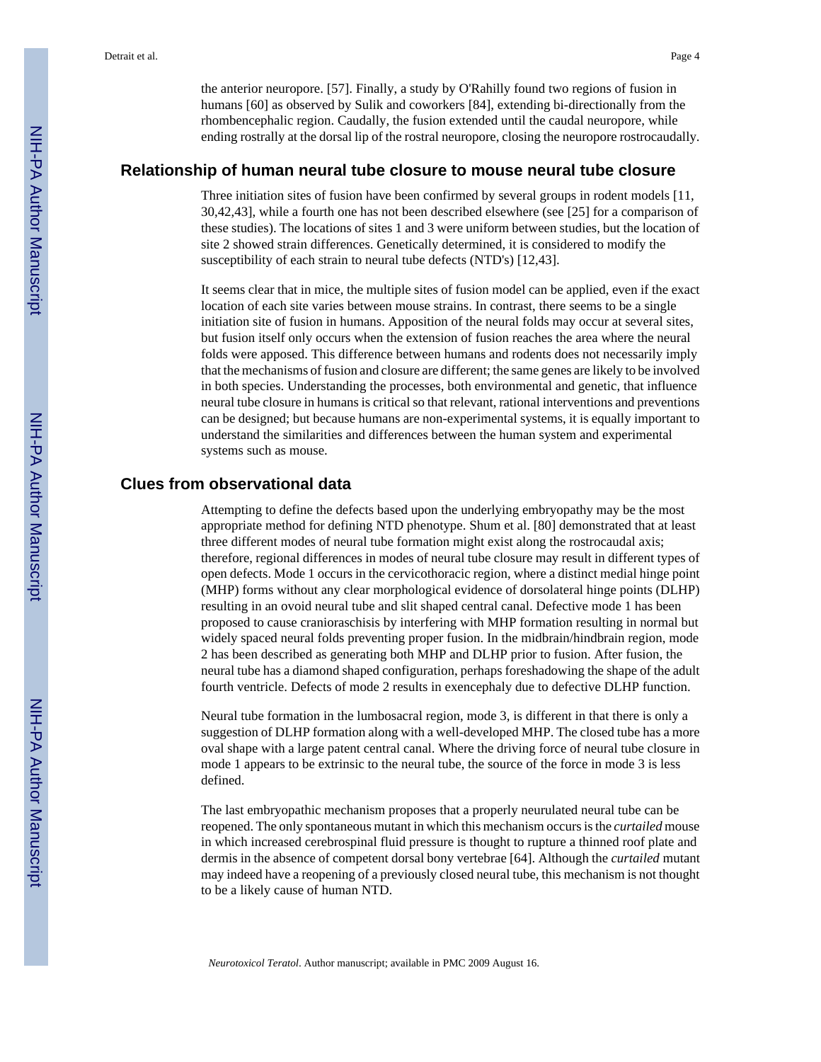the anterior neuropore. [57]. Finally, a study by O'Rahilly found two regions of fusion in humans [60] as observed by Sulik and coworkers [84], extending bi-directionally from the rhombencephalic region. Caudally, the fusion extended until the caudal neuropore, while ending rostrally at the dorsal lip of the rostral neuropore, closing the neuropore rostrocaudally.

## Relationship of human neural tube closure to mouse neural tube closure

Three initiation sites of fusion have been confirmed by several groups in rodent models [11, 30,42,43], while a fourth one has not been described elsewhere (see [25] for a comparison of these studies). The locations of sites 1 and 3 were uniform between studies, but the location of site 2 showed strain differences. Genetically determined, it is considered to modify the susceptibility of each strain to neural tube defects (NTD's) [12,43].

It seems clear that in mice, the multiple sites of fusion model can be applied, even if the exact location of each site varies between mouse strains. In contrast, there seems to be a single initiation site of fusion in humans. Apposition of the neural folds may occur at several sites, but fusion itself only occurs when the extension of fusion reaches the area where the neural folds were apposed. This difference between humans and rodents does not necessarily imply that the mechanisms of fusion and closure are different; the same genes are likely to be involved in both species. Understanding the processes, both environmental and genetic, that influence neural tube closure in humans is critical so that relevant, rational interventions and preventions can be designed; but because humans are non-experimental systems, it is equally important to understand the similarities and differences between the human system and experimental systems such as mouse.

## Clues from observational data

Attempting to define the defects based upon the underlying embryopathy may be the most appropriate method for defining NTD phenotype. Shum et al. [80] demonstrated that at least three different modes of neural tube formation might exist along the rostrocaudal axis; therefore, regional differences in modes of neural tube closure may result in different types of open defects. Mode 1 occurs in the cervicothoracic region, where a distinct medial hinge point (MHP) forms without any clear morphological evidence of dorsolateral hinge points (DLHP) resulting in an ovoid neural tube and slit shaped central canal. Defective mode 1 has been proposed to cause cranioraschisis by interfering with MHP formation resulting in normal but widely spaced neural folds preventing proper fusion. In the midbrain/hindbrain region, mode 2 has been described as generating both MHP and DLHP prior to fusion. After fusion, the neural tube has a diamond shaped configuration, perhaps foreshadowing the shape of the adult fourth ventricle. Defects of mode 2 results in exencephaly due to defective DLHP function.

Neural tube formation in the lumbosacral region, mode 3, is different in that there is only a suggestion of DLHP formation along with a well-developed MHP. The closed tube has a more oval shape with a large patent central canal. Where the driving force of neural tube closure in mode 1 appears to be extrinsic to the neural tube, the source of the force in mode 3 is less defined.

The last embryopathic mechanism proposes that a properly neurulated neural tube can be reopened. The only spontaneous mutant in which this mechanism occurs is the *curtailed* mouse in which increased cerebrospinal fluid pressure is thought to rupture a thinned roof plate and dermis in the absence of competent dorsal bony vertebrae [64]. Although the *curtailed* mutant may indeed have a reopening of a previously closed neural tube, this mechanism is not thought to be a likely cause of human NTD.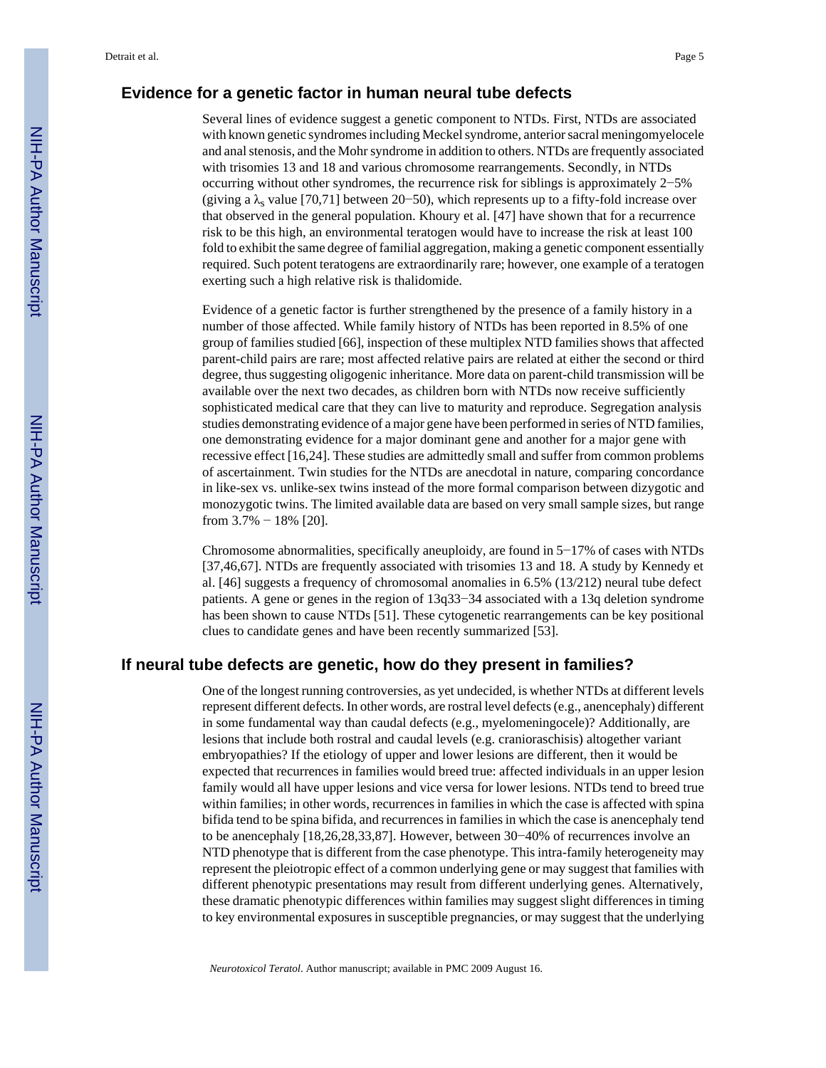## Evidence for a genetic factor in human neural tube defects

Several lines of evidence suggest a genetic component to NTDs. First, NTDs are associated with known genetic syndromes including Meckel syndrome, anterior sacral meningomyelocele and anal stenosis, and the Mohr syndrome in addition to others. NTDs are frequently associated with trisomies 13 and 18 and various chromosome rearrangements. Secondly, in NTDs occurring without other syndromes, the recurrence risk for siblings is approximately 2−5% (giving a $\lambda_s$ value [70,71] between 20−50), which represents up to a fifty-fold increase over that observed in the general population. Khoury et al. [47] have shown that for a recurrence risk to be this high, an environmental teratogen would have to increase the risk at least 100 fold to exhibit the same degree of familial aggregation, making a genetic component essentially required. Such potent teratogens are extraordinarily rare; however, one example of a teratogen exerting such a high relative risk is thalidomide.

Evidence of a genetic factor is further strengthened by the presence of a family history in a number of those affected. While family history of NTDs has been reported in 8.5% of one group of families studied [66], inspection of these multiplex NTD families shows that affected parent-child pairs are rare; most affected relative pairs are related at either the second or third degree, thus suggesting oligogenic inheritance. More data on parent-child transmission will be available over the next two decades, as children born with NTDs now receive sufficiently sophisticated medical care that they can live to maturity and reproduce. Segregation analysis studies demonstrating evidence of a major gene have been performed in series of NTD families, one demonstrating evidence for a major dominant gene and another for a major gene with recessive effect [16,24]. These studies are admittedly small and suffer from common problems of ascertainment. Twin studies for the NTDs are anecdotal in nature, comparing concordance in like-sex vs. unlike-sex twins instead of the more formal comparison between dizygotic and monozygotic twins. The limited available data are based on very small sample sizes, but range from 3.7% − 18% [20].

Chromosome abnormalities, specifically aneuploidy, are found in 5−17% of cases with NTDs [37,46,67]. NTDs are frequently associated with trisomies 13 and 18. A study by Kennedy et al. [46] suggests a frequency of chromosomal anomalies in 6.5% (13/212) neural tube defect patients. A gene or genes in the region of 13q33−34 associated with a 13q deletion syndrome has been shown to cause NTDs [51]. These cytogenetic rearrangements can be key positional clues to candidate genes and have been recently summarized [53].

## If neural tube defects are genetic, how do they present in families?

One of the longest running controversies, as yet undecided, is whether NTDs at different levels represent different defects. In other words, are rostral level defects (e.g., anencephaly) different in some fundamental way than caudal defects (e.g., myelomeningocele)? Additionally, are lesions that include both rostral and caudal levels (e.g. craniorachischisis) altogether variant embryopathies? If the etiology of upper and lower lesions are different, then it would be expected that recurrences in families would breed true: affected individuals in an upper lesion family would all have upper lesions and vice versa for lower lesions. NTDs tend to breed true within families; in other words, recurrences in families in which the case is affected with spina bifida tend to be spina bifida, and recurrences in families in which the case is anencephaly tend to be anencephaly [18,26,28,33,87]. However, between 30−40% of recurrences involve an NTD phenotype that is different from the case phenotype. This intra-family heterogeneity may represent the pleiotropic effect of a common underlying gene or may suggest that families with different phenotypic presentations may result from different underlying genes. Alternatively, these dramatic phenotypic differences within families may suggest slight differences in timing to key environmental exposures in susceptible pregnancies, or may suggest that the underlying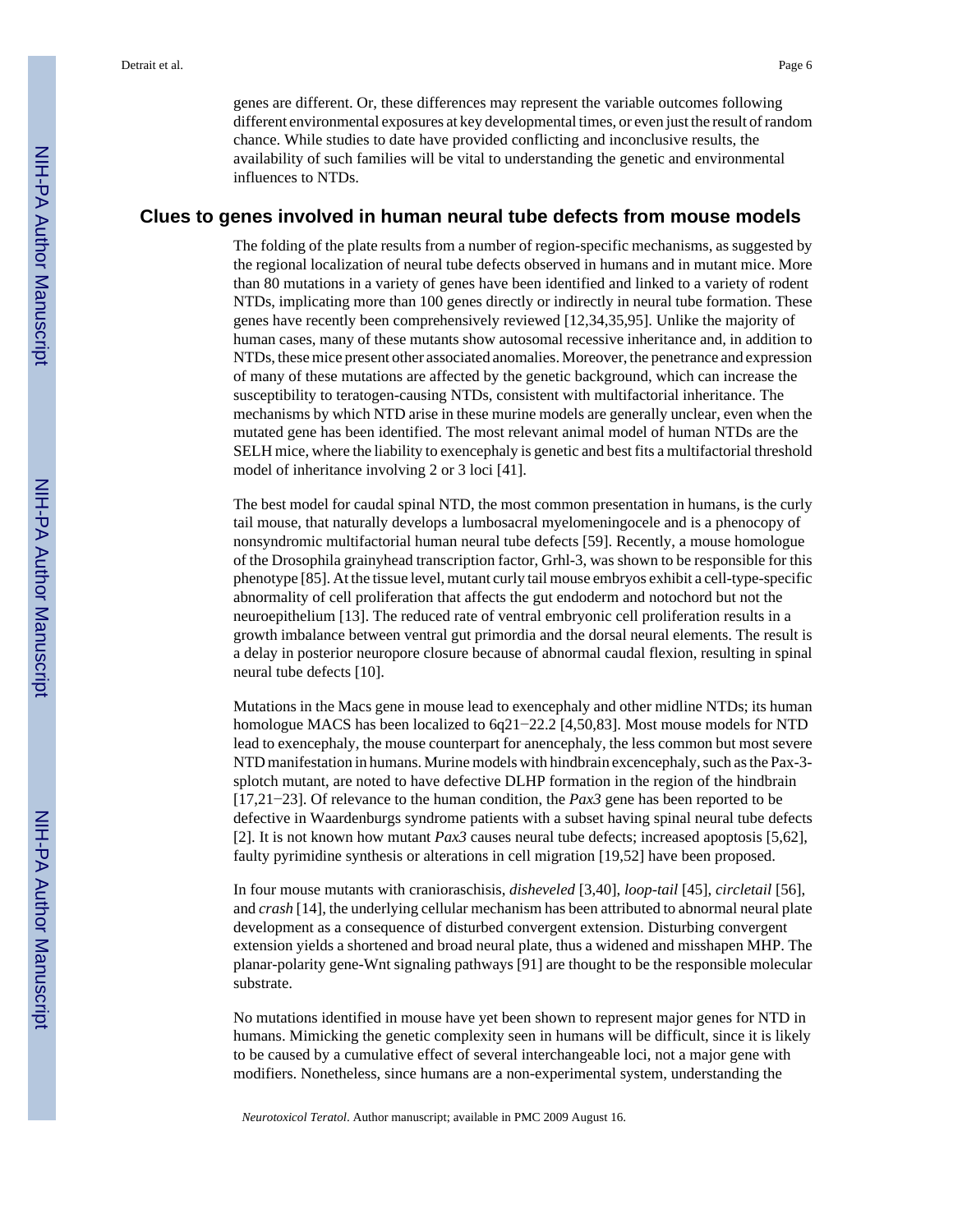genes are different. Or, these differences may represent the variable outcomes following different environmental exposures at key developmental times, or even just the result of random chance. While studies to date have provided conflicting and inconclusive results, the availability of such families will be vital to understanding the genetic and environmental influences to NTDs.

## Clues to genes involved in human neural tube defects from mouse models

The folding of the plate results from a number of region-specific mechanisms, as suggested by the regional localization of neural tube defects observed in humans and in mutant mice. More than 80 mutations in a variety of genes have been identified and linked to a variety of rodent NTDs, implicating more than 100 genes directly or indirectly in neural tube formation. These genes have recently been comprehensively reviewed [12,34,35,95]. Unlike the majority of human cases, many of these mutants show autosomal recessive inheritance and, in addition to NTDs, these mice present other associated anomalies. Moreover, the penetrance and expression of many of these mutations are affected by the genetic background, which can increase the susceptibility to teratogen-causing NTDs, consistent with multifactorial inheritance. The mechanisms by which NTD arise in these murine models are generally unclear, even when the mutated gene has been identified. The most relevant animal model of human NTDs are the SELH mice, where the liability to exencephaly is genetic and best fits a multifactorial threshold model of inheritance involving 2 or 3 loci [41].

The best model for caudal spinal NTD, the most common presentation in humans, is the curly tail mouse, that naturally develops a lumbosacral myelomeningocele and is a phenocopy of nonsyndromic multifactorial human neural tube defects [59]. Recently, a mouse homologue of the Drosophila grainyhead transcription factor, Grhl-3, was shown to be responsible for this phenotype [85]. At the tissue level, mutant curly tail mouse embryos exhibit a cell-type-specific abnormality of cell proliferation that affects the gut endoderm and notochord but not the neuroepithelium [13]. The reduced rate of ventral embryonic cell proliferation results in a growth imbalance between ventral gut primordia and the dorsal neural elements. The result is a delay in posterior neuropore closure because of abnormal caudal flexion, resulting in spinal neural tube defects [10].

Mutations in the Macs gene in mouse lead to exencephaly and other midline NTDs; its human homologue MACS has been localized to 6q21−22.2 [4,50,83]. Most mouse models for NTD lead to exencephaly, the mouse counterpart for anencephaly, the less common but most severe NTD manifestation in humans. Murine models with hindbrain excencephaly, such as the Pax-3-splotch mutant, are noted to have defective DLHP formation in the region of the hindbrain [17,21−23]. Of relevance to the human condition, the *Pax3* gene has been reported to be defective in Waardenburgs syndrome patients with a subset having spinal neural tube defects [2]. It is not known how mutant *Pax3* causes neural tube defects; increased apoptosis [5,62], faulty pyrimidine synthesis or alterations in cell migration [19,52] have been proposed.

In four mouse mutants with cranioraschisis, *disheveled* [3,40], *loop-tail* [45], *circletail* [56], and *crash* [14], the underlying cellular mechanism has been attributed to abnormal neural plate development as a consequence of disturbed convergent extension. Disturbing convergent extension yields a shortened and broad neural plate, thus a widened and misshapen MHP. The planar-polarity gene-Wnt signaling pathways [91] are thought to be the responsible molecular substrate.

No mutations identified in mouse have yet been shown to represent major genes for NTD in humans. Mimicking the genetic complexity seen in humans will be difficult, since it is likely to be caused by a cumulative effect of several interchangeable loci, not a major gene with modifiers. Nonetheless, since humans are a non-experimental system, understanding the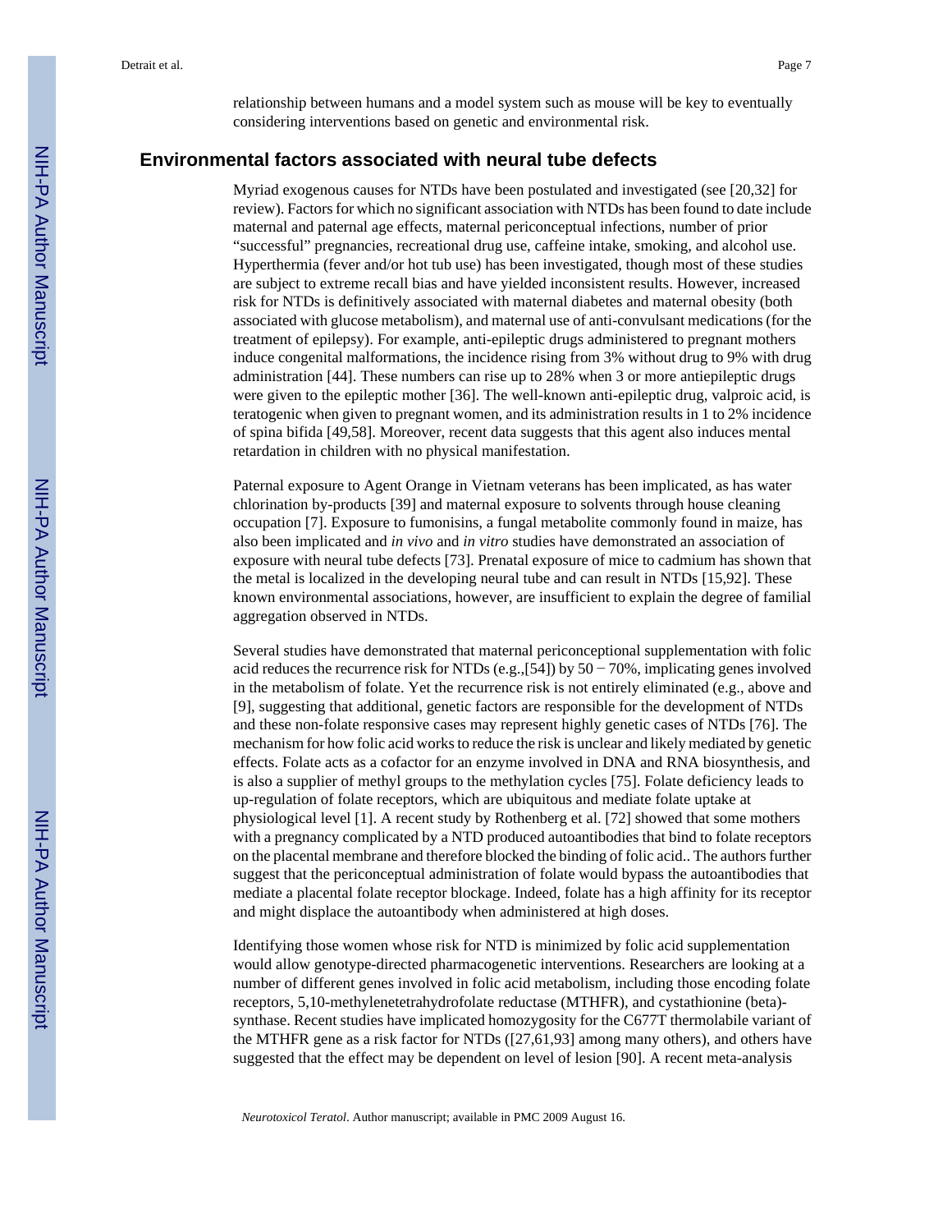relationship between humans and a model system such as mouse will be key to eventually considering interventions based on genetic and environmental risk.

## Environmental factors associated with neural tube defects

Myriad exogenous causes for NTDs have been postulated and investigated (see [20,32] for review). Factors for which no significant association with NTDs has been found to date include maternal and paternal age effects, maternal periconceptual infections, number of prior "successful" pregnancies, recreational drug use, caffeine intake, smoking, and alcohol use. Hyperthermia (fever and/or hot tub use) has been investigated, though most of these studies are subject to extreme recall bias and have yielded inconsistent results. However, increased risk for NTDs is definitively associated with maternal diabetes and maternal obesity (both associated with glucose metabolism), and maternal use of anti-convulsant medications (for the treatment of epilepsy). For example, anti-epileptic drugs administered to pregnant mothers induce congenital malformations, the incidence rising from 3% without drug to 9% with drug administration [44]. These numbers can rise up to 28% when 3 or more antiepileptic drugs were given to the epileptic mother [36]. The well-known anti-epileptic drug, valproic acid, is teratogenic when given to pregnant women, and its administration results in 1 to 2% incidence of spina bifida [49,58]. Moreover, recent data suggests that this agent also induces mental retardation in children with no physical manifestation.

Paternal exposure to Agent Orange in Vietnam veterans has been implicated, as has water chlorination by-products [39] and maternal exposure to solvents through house cleaning occupation [7]. Exposure to fumonisins, a fungal metabolite commonly found in maize, has also been implicated and *in vivo* and *in vitro* studies have demonstrated an association of exposure with neural tube defects [73]. Prenatal exposure of mice to cadmium has shown that the metal is localized in the developing neural tube and can result in NTDs [15,92]. These known environmental associations, however, are insufficient to explain the degree of familial aggregation observed in NTDs.

Several studies have demonstrated that maternal periconceptional supplementation with folic acid reduces the recurrence risk for NTDs (e.g.,[54]) by 50 − 70%, implicating genes involved in the metabolism of folate. Yet the recurrence risk is not entirely eliminated (e.g., above and [9], suggesting that additional, genetic factors are responsible for the development of NTDs and these non-folate responsive cases may represent highly genetic cases of NTDs [76]. The mechanism for how folic acid works to reduce the risk is unclear and likely mediated by genetic effects. Folate acts as a cofactor for an enzyme involved in DNA and RNA biosynthesis, and is also a supplier of methyl groups to the methylation cycles [75]. Folate deficiency leads to up-regulation of folate receptors, which are ubiquitous and mediate folate uptake at physiological level [1]. A recent study by Rothenberg et al. [72] showed that some mothers with a pregnancy complicated by a NTD produced autoantibodies that bind to folate receptors on the placental membrane and therefore blocked the binding of folic acid.. The authors further suggest that the periconceptual administration of folate would bypass the autoantibodies that mediate a placental folate receptor blockage. Indeed, folate has a high affinity for its receptor and might displace the autoantibody when administered at high doses.

Identifying those women whose risk for NTD is minimized by folic acid supplementation would allow genotype-directed pharmacogenetic interventions. Researchers are looking at a number of different genes involved in folic acid metabolism, including those encoding folate receptors, 5,10-methylenetetrahydrofolate reductase (MTHFR), and cystathionine (beta)-synthase. Recent studies have implicated homozygosity for the C677T thermolabile variant of the MTHFR gene as a risk factor for NTDs ([27,61,93] among many others), and others have suggested that the effect may be dependent on level of lesion [90]. A recent meta-analysis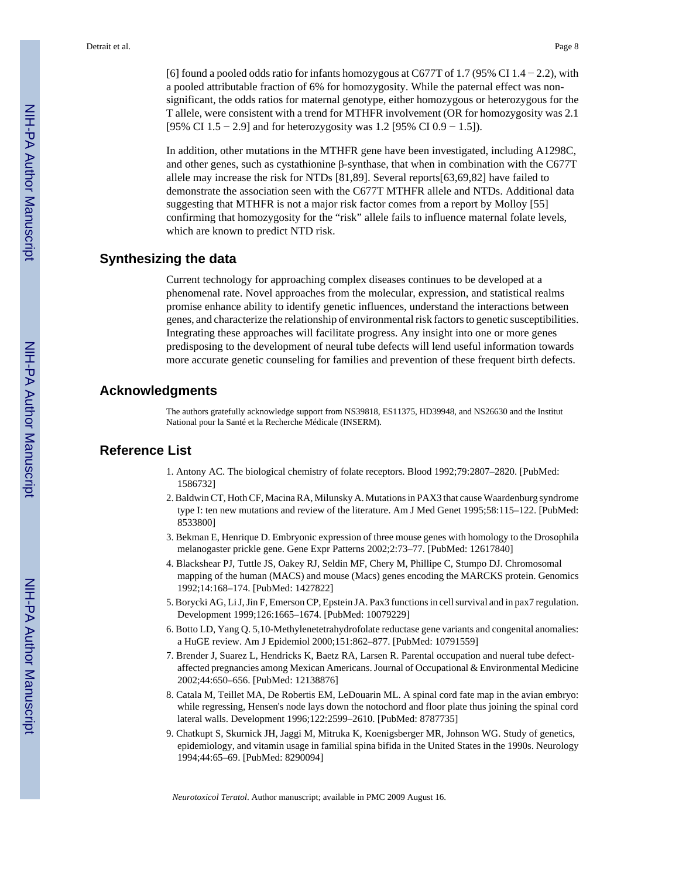[6] found a pooled odds ratio for infants homozygous at C677T of 1.7 (95% CI 1.4 − 2.2), with a pooled attributable fraction of 6% for homozygosity. While the paternal effect was non-significant, the odds ratios for maternal genotype, either homozygous or heterozygous for the T allele, were consistent with a trend for MTHFR involvement (OR for homozygosity was 2.1 [95% CI 1.5 − 2.9] and for heterozygosity was 1.2 [95% CI 0.9 − 1.5]).

In addition, other mutations in the MTHFR gene have been investigated, including A1298C, and other genes, such as cystathionine β-synthase, that when in combination with the C677T allele may increase the risk for NTDs [81,89]. Several reports[63,69,82] have failed to demonstrate the association seen with the C677T MTHFR allele and NTDs. Additional data suggesting that MTHFR is not a major risk factor comes from a report by Molloy [55] confirming that homozygosity for the "risk" allele fails to influence maternal folate levels, which are known to predict NTD risk.

## Synthesizing the data

Current technology for approaching complex diseases continues to be developed at a phenomenal rate. Novel approaches from the molecular, expression, and statistical realms promise enhance ability to identify genetic influences, understand the interactions between genes, and characterize the relationship of environmental risk factors to genetic susceptibilities. Integrating these approaches will facilitate progress. Any insight into one or more genes predisposing to the development of neural tube defects will lend useful information towards more accurate genetic counseling for families and prevention of these frequent birth defects.

## Acknowledgments

The authors gratefully acknowledge support from NS39818, ES11375, HD39948, and NS26630 and the Institut National pour la Santé et la Recherche Médicale (INSERM).

## Reference List

1. Antony AC. The biological chemistry of folate receptors. Blood 1992;79:2807–2820. [PubMed: 1586732]
2. Baldwin CT, Hoth CF, Macina RA, Milunsky A. Mutations in PAX3 that cause Waardenburg syndrome type I: ten new mutations and review of the literature. Am J Med Genet 1995;58:115–122. [PubMed: 8533800]
3. Bekman E, Henrique D. Embryonic expression of three mouse genes with homology to the Drosophila melanogaster prickle gene. Gene Expr Patterns 2002;2:73–77. [PubMed: 12617840]
4. Blackshear PJ, Tuttle JS, Oakey RJ, Seldin MF, Chery M, Phillipe C, Stumpo DJ. Chromosomal mapping of the human (MACS) and mouse (Macs) genes encoding the MARCKS protein. Genomics 1992;14:168–174. [PubMed: 1427822]
5. Borycki AG, Li J, Jin F, Emerson CP, Epstein JA. Pax3 functions in cell survival and in pax7 regulation. Development 1999;126:1665–1674. [PubMed: 10079229]
6. Botto LD, Yang Q. 5,10-Methylenetetrahydrofolate reductase gene variants and congenital anomalies: a HuGE review. Am J Epidemiol 2000;151:862–877. [PubMed: 10791559]
7. Brender J, Suarez L, Hendricks K, Baetz RA, Larsen R. Parental occupation and nueral tube defect-affected pregnancies among Mexican Americans. Journal of Occupational & Environmental Medicine 2002;44:650–656. [PubMed: 12138876]
8. Catala M, Teillet MA, De Robertis EM, LeDouarin ML. A spinal cord fate map in the avian embryo: while regressing, Hensen's node lays down the notochord and floor plate thus joining the spinal cord lateral walls. Development 1996;122:2599–2610. [PubMed: 8787735]
9. Chatkupt S, Skurnick JH, Jaggi M, Mitruka K, Koenigsberger MR, Johnson WG. Study of genetics, epidemiology, and vitamin usage in familial spina bifida in the United States in the 1990s. Neurology 1994;44:65–69. [PubMed: 8290094]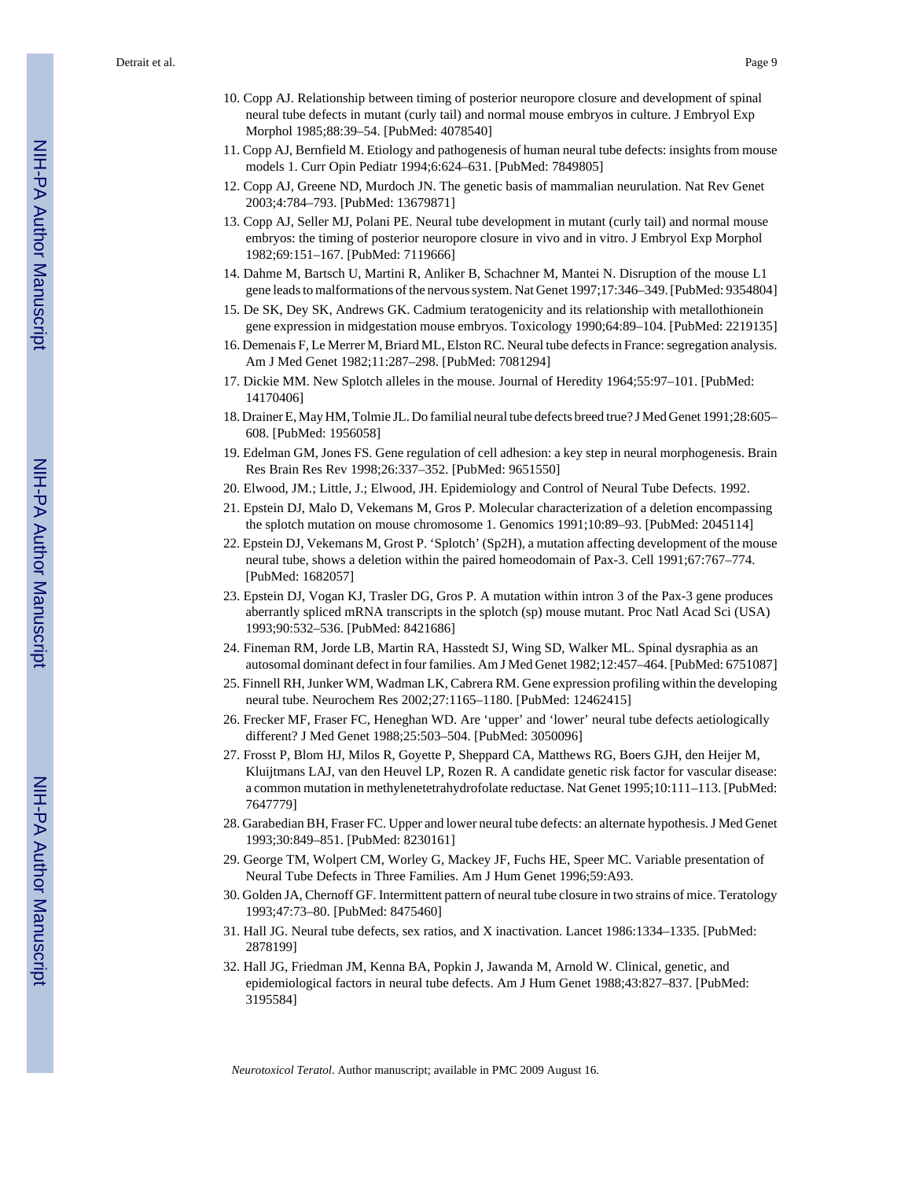10. Copp AJ. Relationship between timing of posterior neuropore closure and development of spinal neural tube defects in mutant (curly tail) and normal mouse embryos in culture. J Embryol Exp Morphol 1985;88:39–54. [PubMed: 4078540]
11. Copp AJ, Bernfield M. Etiology and pathogenesis of human neural tube defects: insights from mouse models 1. Curr Opin Pediatr 1994;6:624–631. [PubMed: 7849805]
12. Copp AJ, Greene ND, Murdoch JN. The genetic basis of mammalian neurulation. Nat Rev Genet 2003;4:784–793. [PubMed: 13679871]
13. Copp AJ, Seller MJ, Polani PE. Neural tube development in mutant (curly tail) and normal mouse embryos: the timing of posterior neuropore closure in vivo and in vitro. J Embryol Exp Morphol 1982;69:151–167. [PubMed: 7119666]
14. Dahme M, Bartsch U, Martini R, Anliker B, Schachner M, Mantei N. Disruption of the mouse L1 gene leads to malformations of the nervous system. Nat Genet 1997;17:346–349. [PubMed: 9354804]
15. De SK, Dey SK, Andrews GK. Cadmium teratogenicity and its relationship with metallothionein gene expression in midgestation mouse embryos. Toxicology 1990;64:89–104. [PubMed: 2219135]
16. Demenais F, Le Merrer M, Briard ML, Elston RC. Neural tube defects in France: segregation analysis. Am J Med Genet 1982;11:287–298. [PubMed: 7081294]
17. Dickie MM. New Splotch alleles in the mouse. Journal of Heredity 1964;55:97–101. [PubMed: 14170406]
18. Drainer E, May HM, Tolmie JL. Do familial neural tube defects breed true? J Med Genet 1991;28:605–608. [PubMed: 1956058]
19. Edelman GM, Jones FS. Gene regulation of cell adhesion: a key step in neural morphogenesis. Brain Res Brain Res Rev 1998;26:337–352. [PubMed: 9651550]
20. Elwood, JM.; Little, J.; Elwood, JH. Epidemiology and Control of Neural Tube Defects. 1992.
21. Epstein DJ, Malo D, Vekemans M, Gros P. Molecular characterization of a deletion encompassing the splotch mutation on mouse chromosome 1. Genomics 1991;10:89–93. [PubMed: 2045114]
22. Epstein DJ, Vekemans M, Grost P. 'Splotch' (Sp2H), a mutation affecting development of the mouse neural tube, shows a deletion within the paired homeodomain of Pax-3. Cell 1991;67:767–774. [PubMed: 1682057]
23. Epstein DJ, Vogan KJ, Trasler DG, Gros P. A mutation within intron 3 of the Pax-3 gene produces aberrantly spliced mRNA transcripts in the splotch (sp) mouse mutant. Proc Natl Acad Sci (USA) 1993;90:532–536. [PubMed: 8421686]
24. Fineman RM, Jorde LB, Martin RA, Hasstedt SJ, Wing SD, Walker ML. Spinal dysraphia as an autosomal dominant defect in four families. Am J Med Genet 1982;12:457–464. [PubMed: 6751087]
25. Finnell RH, Junker WM, Wadman LK, Cabrera RM. Gene expression profiling within the developing neural tube. Neurochem Res 2002;27:1165–1180. [PubMed: 12462415]
26. Frecker MF, Fraser FC, Heneghan WD. Are 'upper' and 'lower' neural tube defects aetiologically different? J Med Genet 1988;25:503–504. [PubMed: 3050096]
27. Frosst P, Blom HJ, Milos R, Goyette P, Sheppard CA, Matthews RG, Boers GJH, den Heijer M, Kluijtmans LAJ, van den Heuvel LP, Rozen R. A candidate genetic risk factor for vascular disease: a common mutation in methylenetetrahydrofolate reductase. Nat Genet 1995;10:111–113. [PubMed: 7647779]
28. Garabedian BH, Fraser FC. Upper and lower neural tube defects: an alternate hypothesis. J Med Genet 1993;30:849–851. [PubMed: 8230161]
29. George TM, Wolpert CM, Worley G, Mackey JF, Fuchs HE, Speer MC. Variable presentation of Neural Tube Defects in Three Families. Am J Hum Genet 1996;59:A93.
30. Golden JA, Chernoff GF. Intermittent pattern of neural tube closure in two strains of mice. Teratology 1993;47:73–80. [PubMed: 8475460]
31. Hall JG. Neural tube defects, sex ratios, and X inactivation. Lancet 1986:1334–1335. [PubMed: 2878199]
32. Hall JG, Friedman JM, Kenna BA, Popkin J, Jawanda M, Arnold W. Clinical, genetic, and epidemiological factors in neural tube defects. Am J Hum Genet 1988;43:827–837. [PubMed: 3195584]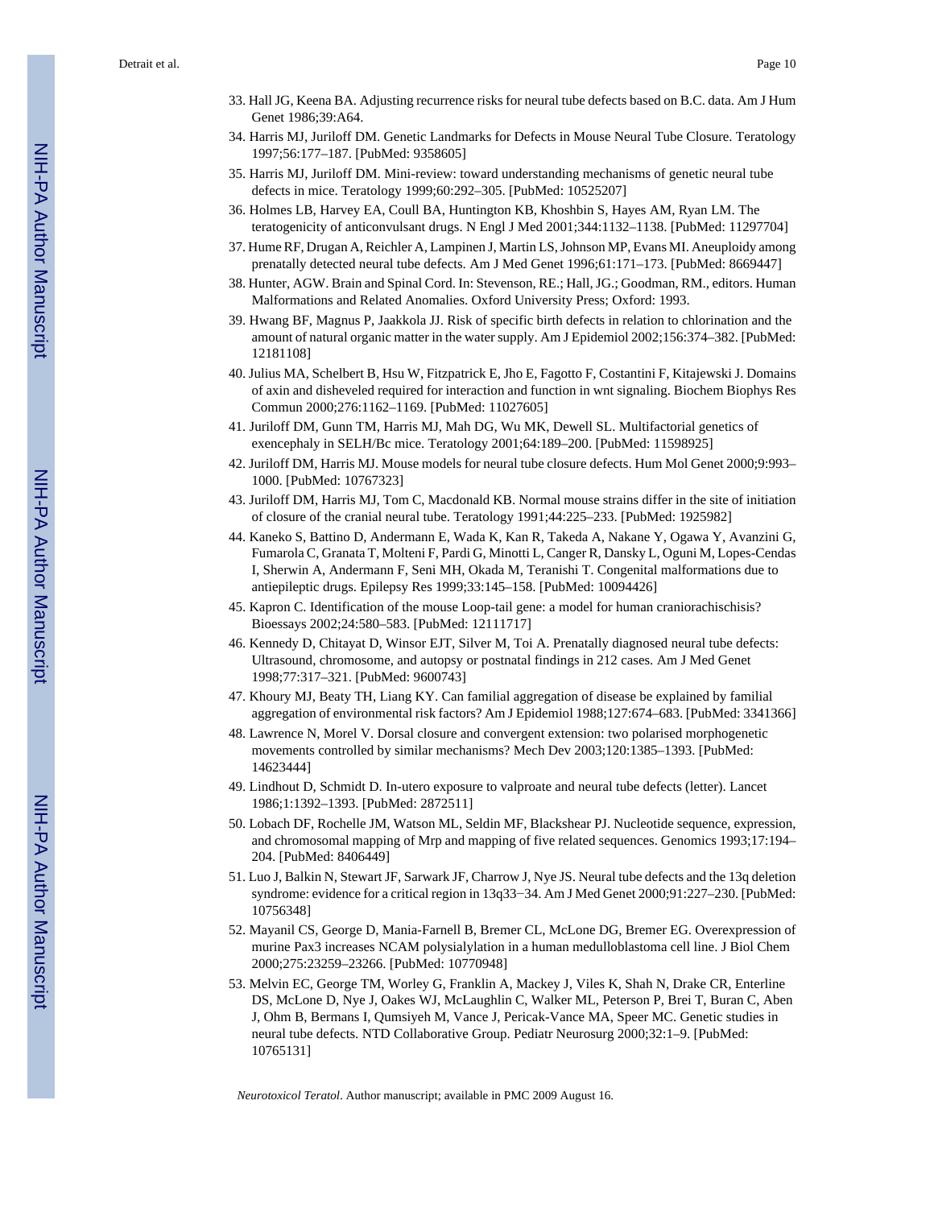33. Hall JG, Keena BA. Adjusting recurrence risks for neural tube defects based on B.C. data. Am J Hum Genet 1986;39:A64.
34. Harris MJ, Juriloff DM. Genetic Landmarks for Defects in Mouse Neural Tube Closure. Teratology 1997;56:177–187. [PubMed: 9358605]
35. Harris MJ, Juriloff DM. Mini-review: toward understanding mechanisms of genetic neural tube defects in mice. Teratology 1999;60:292–305. [PubMed: 10525207]
36. Holmes LB, Harvey EA, Coull BA, Huntington KB, Khoshbin S, Hayes AM, Ryan LM. The teratogenicity of anticonvulsant drugs. N Engl J Med 2001;344:1132–1138. [PubMed: 11297704]
37. Hume RF, Drugan A, Reichler A, Lampinen J, Martin LS, Johnson MP, Evans MI. Aneuploidy among prenatally detected neural tube defects. Am J Med Genet 1996;61:171–173. [PubMed: 8669447]
38. Hunter, AGW. Brain and Spinal Cord. In: Stevenson, RE.; Hall, JG.; Goodman, RM., editors. Human Malformations and Related Anomalies. Oxford University Press; Oxford: 1993.
39. Hwang BF, Magnus P, Jaakkola JJ. Risk of specific birth defects in relation to chlorination and the amount of natural organic matter in the water supply. Am J Epidemiol 2002;156:374–382. [PubMed: 12181108]
40. Julius MA, Schelbert B, Hsu W, Fitzpatrick E, Jho E, Fagotto F, Costantini F, Kitajewski J. Domains of axin and disheveled required for interaction and function in wnt signaling. Biochem Biophys Res Commun 2000;276:1162–1169. [PubMed: 11027605]
41. Juriloff DM, Gunn TM, Harris MJ, Mah DG, Wu MK, Dewell SL. Multifactorial genetics of exencephaly in SELH/Bc mice. Teratology 2001;64:189–200. [PubMed: 11598925]
42. Juriloff DM, Harris MJ. Mouse models for neural tube closure defects. Hum Mol Genet 2000;9:993–1000. [PubMed: 10767323]
43. Juriloff DM, Harris MJ, Tom C, Macdonald KB. Normal mouse strains differ in the site of initiation of closure of the cranial neural tube. Teratology 1991;44:225–233. [PubMed: 1925982]
44. Kaneko S, Battino D, Andermann E, Wada K, Kan R, Takeda A, Nakane Y, Ogawa Y, Avanzini G, Fumarola C, Granata T, Molteni F, Pardi G, Minotti L, Canger R, Dansky L, Oguni M, Lopes-Cendas I, Sherwin A, Andermann F, Seni MH, Okada M, Teranishi T. Congenital malformations due to antiepileptic drugs. Epilepsy Res 1999;33:145–158. [PubMed: 10094426]
45. Kapron C. Identification of the mouse Loop-tail gene: a model for human craniorachischisis? Bioessays 2002;24:580–583. [PubMed: 12111717]
46. Kennedy D, Chitayat D, Winsor EJT, Silver M, Toi A. Prenatally diagnosed neural tube defects: Ultrasound, chromosome, and autopsy or postnatal findings in 212 cases. Am J Med Genet 1998;77:317–321. [PubMed: 9600743]
47. Khoury MJ, Beaty TH, Liang KY. Can familial aggregation of disease be explained by familial aggregation of environmental risk factors? Am J Epidemiol 1988;127:674–683. [PubMed: 3341366]
48. Lawrence N, Morel V. Dorsal closure and convergent extension: two polarised morphogenetic movements controlled by similar mechanisms? Mech Dev 2003;120:1385–1393. [PubMed: 14623444]
49. Lindhout D, Schmidt D. In-utero exposure to valproate and neural tube defects (letter). Lancet 1986;1:1392–1393. [PubMed: 2872511]
50. Lobach DF, Rochelle JM, Watson ML, Seldin MF, Blackshear PJ. Nucleotide sequence, expression, and chromosomal mapping of Mrp and mapping of five related sequences. Genomics 1993;17:194–204. [PubMed: 8406449]
51. Luo J, Balkin N, Stewart JF, Sarwark JF, Charrow J, Nye JS. Neural tube defects and the 13q deletion syndrome: evidence for a critical region in 13q33−34. Am J Med Genet 2000;91:227–230. [PubMed: 10756348]
52. Mayanil CS, George D, Mania-Farnell B, Bremer CL, McLone DG, Bremer EG. Overexpression of murine Pax3 increases NCAM polysialylation in a human medulloblastoma cell line. J Biol Chem 2000;275:23259–23266. [PubMed: 10770948]
53. Melvin EC, George TM, Worley G, Franklin A, Mackey J, Viles K, Shah N, Drake CR, Enterline DS, McLone D, Nye J, Oakes WJ, McLaughlin C, Walker ML, Peterson P, Brei T, Buran C, Aben J, Ohm B, Bermans I, Qumsiyeh M, Vance J, Pericak-Vance MA, Speer MC. Genetic studies in neural tube defects. NTD Collaborative Group. Pediatr Neurosurg 2000;32:1–9. [PubMed: 10765131]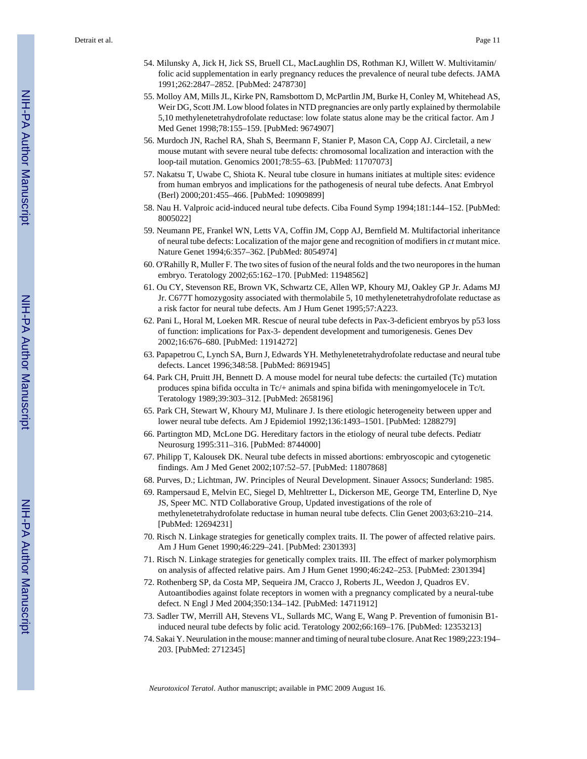54. Milunsky A, Jick H, Jick SS, Bruell CL, MacLaughlin DS, Rothman KJ, Willett W. Multivitamin/folic acid supplementation in early pregnancy reduces the prevalence of neural tube defects. JAMA 1991;262:2847–2852. [PubMed: 2478730]
55. Molloy AM, Mills JL, Kirke PN, Ramsbottom D, McPartlin JM, Burke H, Conley M, Whitehead AS, Weir DG, Scott JM. Low blood folates in NTD pregnancies are only partly explained by thermolabile 5,10 methylenetetrahydrofolate reductase: low folate status alone may be the critical factor. Am J Med Genet 1998;78:155–159. [PubMed: 9674907]
56. Murdoch JN, Rachel RA, Shah S, Beermann F, Stanier P, Mason CA, Copp AJ. Circletail, a new mouse mutant with severe neural tube defects: chromosomal localization and interaction with the loop-tail mutation. Genomics 2001;78:55–63. [PubMed: 11707073]
57. Nakatsu T, Uwabe C, Shiota K. Neural tube closure in humans initiates at multiple sites: evidence from human embryos and implications for the pathogenesis of neural tube defects. Anat Embryol (Berl) 2000;201:455–466. [PubMed: 10909899]
58. Nau H. Valproic acid-induced neural tube defects. Ciba Found Symp 1994;181:144–152. [PubMed: 8005022]
59. Neumann PE, Frankel WN, Letts VA, Coffin JM, Copp AJ, Bernfield M. Multifactorial inheritance of neural tube defects: Localization of the major gene and recognition of modifiers in *ct* mutant mice. Nature Genet 1994;6:357–362. [PubMed: 8054974]
60. O'Rahilly R, Muller F. The two sites of fusion of the neural folds and the two neuropores in the human embryo. Teratology 2002;65:162–170. [PubMed: 11948562]
61. Ou CY, Stevenson RE, Brown VK, Schwartz CE, Allen WP, Khoury MJ, Oakley GP Jr. Adams MJ Jr. C677T homozygosity associated with thermolabile 5, 10 methylenetetrahydrofolate reductase as a risk factor for neural tube defects. Am J Hum Genet 1995;57:A223.
62. Pani L, Horal M, Loeken MR. Rescue of neural tube defects in Pax-3-deficient embryos by p53 loss of function: implications for Pax-3- dependent development and tumorigenesis. Genes Dev 2002;16:676–680. [PubMed: 11914272]
63. Papapetrou C, Lynch SA, Burn J, Edwards YH. Methylenetetrahydrofolate reductase and neural tube defects. Lancet 1996;348:58. [PubMed: 8691945]
64. Park CH, Pruitt JH, Bennett D. A mouse model for neural tube defects: the curtailed (Tc) mutation produces spina bifida occulta in Tc/+ animals and spina bifida with meningomyelocele in Tc/t. Teratology 1989;39:303–312. [PubMed: 2658196]
65. Park CH, Stewart W, Khoury MJ, Mulinare J. Is there etiologic heterogeneity between upper and lower neural tube defects. Am J Epidemiol 1992;136:1493–1501. [PubMed: 1288279]
66. Partington MD, McLone DG. Hereditary factors in the etiology of neural tube defects. Pediatr Neurosurg 1995:311–316. [PubMed: 8744000]
67. Philipp T, Kalousek DK. Neural tube defects in missed abortions: embryoscopic and cytogenetic findings. Am J Med Genet 2002;107:52–57. [PubMed: 11807868]
68. Purves, D.; Lichtman, JW. Principles of Neural Development. Sinauer Assocs; Sunderland: 1985.
69. Rampersaud E, Melvin EC, Siegel D, Mehltretter L, Dickerson ME, George TM, Enterline D, Nye JS, Speer MC. NTD Collaborative Group, Updated investigations of the role of methylenetetrahydrofolate reductase in human neural tube defects. Clin Genet 2003;63:210–214. [PubMed: 12694231]
70. Risch N. Linkage strategies for genetically complex traits. II. The power of affected relative pairs. Am J Hum Genet 1990;46:229–241. [PubMed: 2301393]
71. Risch N. Linkage strategies for genetically complex traits. III. The effect of marker polymorphism on analysis of affected relative pairs. Am J Hum Genet 1990;46:242–253. [PubMed: 2301394]
72. Rothenberg SP, da Costa MP, Sequeira JM, Cracco J, Roberts JL, Weedon J, Quadros EV. Autoantibodies against folate receptors in women with a pregnancy complicated by a neural-tube defect. N Engl J Med 2004;350:134–142. [PubMed: 14711912]
73. Sadler TW, Merrill AH, Stevens VL, Sullards MC, Wang E, Wang P. Prevention of fumonisin B1-induced neural tube defects by folic acid. Teratology 2002;66:169–176. [PubMed: 12353213]
74. Sakai Y. Neurulation in the mouse: manner and timing of neural tube closure. Anat Rec 1989;223:194–203. [PubMed: 2712345]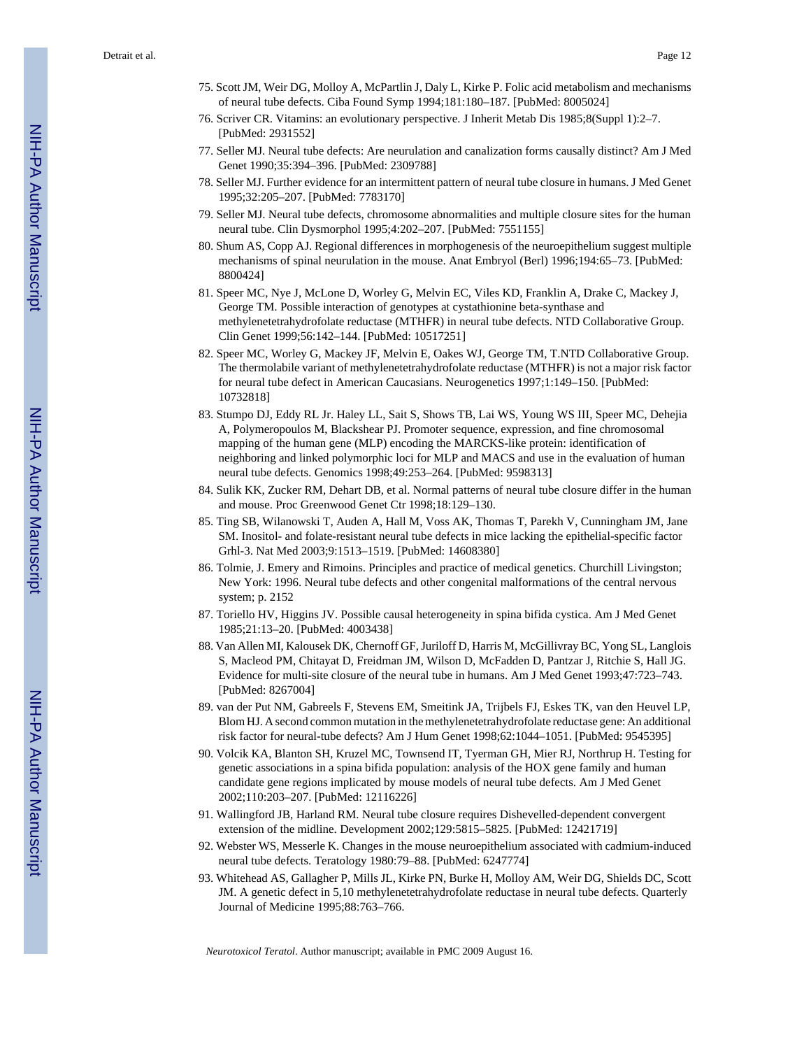75. Scott JM, Weir DG, Molloy A, McPartlin J, Daly L, Kirke P. Folic acid metabolism and mechanisms of neural tube defects. Ciba Found Symp 1994;181:180–187. [PubMed: 8005024]
76. Scriver CR. Vitamins: an evolutionary perspective. J Inherit Metab Dis 1985;8(Suppl 1):2–7. [PubMed: 2931552]
77. Seller MJ. Neural tube defects: Are neurulation and canalization forms causally distinct? Am J Med Genet 1990;35:394–396. [PubMed: 2309788]
78. Seller MJ. Further evidence for an intermittent pattern of neural tube closure in humans. J Med Genet 1995;32:205–207. [PubMed: 7783170]
79. Seller MJ. Neural tube defects, chromosome abnormalities and multiple closure sites for the human neural tube. Clin Dysmorphol 1995;4:202–207. [PubMed: 7551155]
80. Shum AS, Copp AJ. Regional differences in morphogenesis of the neuroepithelium suggest multiple mechanisms of spinal neurulation in the mouse. Anat Embryol (Berl) 1996;194:65–73. [PubMed: 8800424]
81. Speer MC, Nye J, McLone D, Worley G, Melvin EC, Viles KD, Franklin A, Drake C, Mackey J, George TM. Possible interaction of genotypes at cystathionine beta-synthase and methylenetetrahydrofolate reductase (MTHFR) in neural tube defects. NTD Collaborative Group. Clin Genet 1999;56:142–144. [PubMed: 10517251]
82. Speer MC, Worley G, Mackey JF, Melvin E, Oakes WJ, George TM, T.NTD Collaborative Group. The thermolabile variant of methylenetetrahydrofolate reductase (MTHFR) is not a major risk factor for neural tube defect in American Caucasians. Neurogenetics 1997;1:149–150. [PubMed: 10732818]
83. Stumpo DJ, Eddy RL Jr. Haley LL, Sait S, Shows TB, Lai WS, Young WS III, Speer MC, Dehejia A, Polymeropoulos M, Blackshear PJ. Promoter sequence, expression, and fine chromosomal mapping of the human gene (MLP) encoding the MARCKS-like protein: identification of neighboring and linked polymorphic loci for MLP and MACS and use in the evaluation of human neural tube defects. Genomics 1998;49:253–264. [PubMed: 9598313]
84. Sulik KK, Zucker RM, Dehart DB, et al. Normal patterns of neural tube closure differ in the human and mouse. Proc Greenwood Genet Ctr 1998;18:129–130.
85. Ting SB, Wilanowski T, Auden A, Hall M, Voss AK, Thomas T, Parekh V, Cunningham JM, Jane SM. Inositol- and folate-resistant neural tube defects in mice lacking the epithelial-specific factor Grhl-3. Nat Med 2003;9:1513–1519. [PubMed: 14608380]
86. Tolmie, J. Emery and Rimoins. Principles and practice of medical genetics. Churchill Livingston; New York: 1996. Neural tube defects and other congenital malformations of the central nervous system; p. 2152
87. Toriello HV, Higgins JV. Possible causal heterogeneity in spina bifida cystica. Am J Med Genet 1985;21:13–20. [PubMed: 4003438]
88. Van Allen MI, Kalousek DK, Chernoff GF, Juriloff D, Harris M, McGillivray BC, Yong SL, Langlois S, Macleod PM, Chitayat D, Freidman JM, Wilson D, McFadden D, Pantzar J, Ritchie S, Hall JG. Evidence for multi-site closure of the neural tube in humans. Am J Med Genet 1993;47:723–743. [PubMed: 8267004]
89. van der Put NM, Gabreels F, Stevens EM, Smeitink JA, Trijbels FJ, Eskes TK, van den Heuvel LP, Blom HJ. A second common mutation in the methylenetetrahydrofolate reductase gene: An additional risk factor for neural-tube defects? Am J Hum Genet 1998;62:1044–1051. [PubMed: 9545395]
90. Volcik KA, Blanton SH, Kruzel MC, Townsend IT, Tyerman GH, Mier RJ, Northrup H. Testing for genetic associations in a spina bifida population: analysis of the HOX gene family and human candidate gene regions implicated by mouse models of neural tube defects. Am J Med Genet 2002;110:203–207. [PubMed: 12116226]
91. Wallingford JB, Harland RM. Neural tube closure requires Dishevelled-dependent convergent extension of the midline. Development 2002;129:5815–5825. [PubMed: 12421719]
92. Webster WS, Messerle K. Changes in the mouse neuroepithelium associated with cadmium-induced neural tube defects. Teratology 1980:79–88. [PubMed: 6247774]
93. Whitehead AS, Gallagher P, Mills JL, Kirke PN, Burke H, Molloy AM, Weir DG, Shields DC, Scott JM. A genetic defect in 5,10 methylenetetrahydrofolate reductase in neural tube defects. Quarterly Journal of Medicine 1995;88:763–766.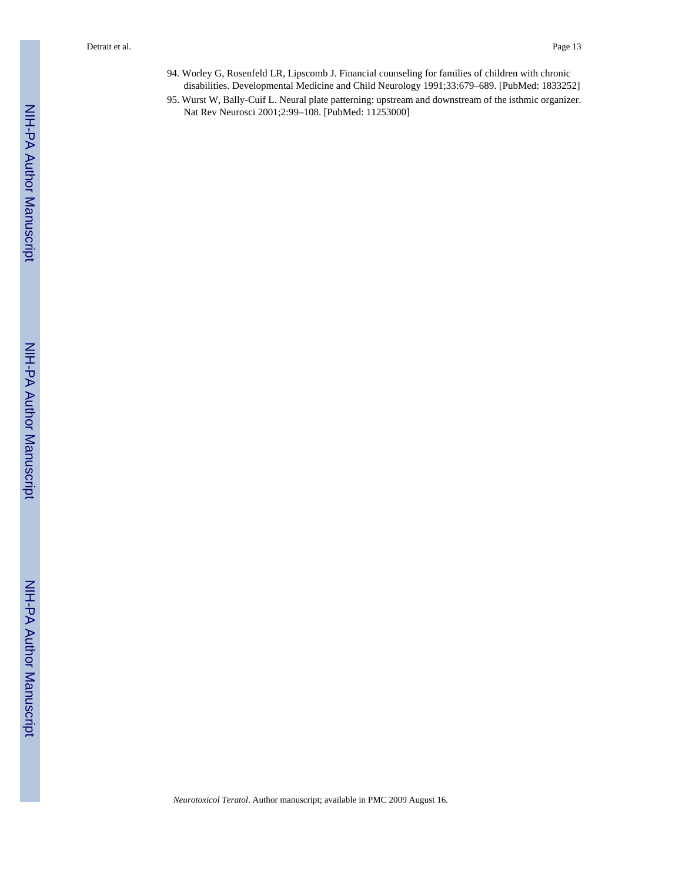94. Worley G, Rosenfeld LR, Lipscomb J. Financial counseling for families of children with chronic disabilities. Developmental Medicine and Child Neurology 1991;33:679–689. [PubMed: 1833252]
95. Wurst W, Bally-Cuif L. Neural plate patterning: upstream and downstream of the isthmic organizer. Nat Rev Neurosci 2001;2:99–108. [PubMed: 11253000]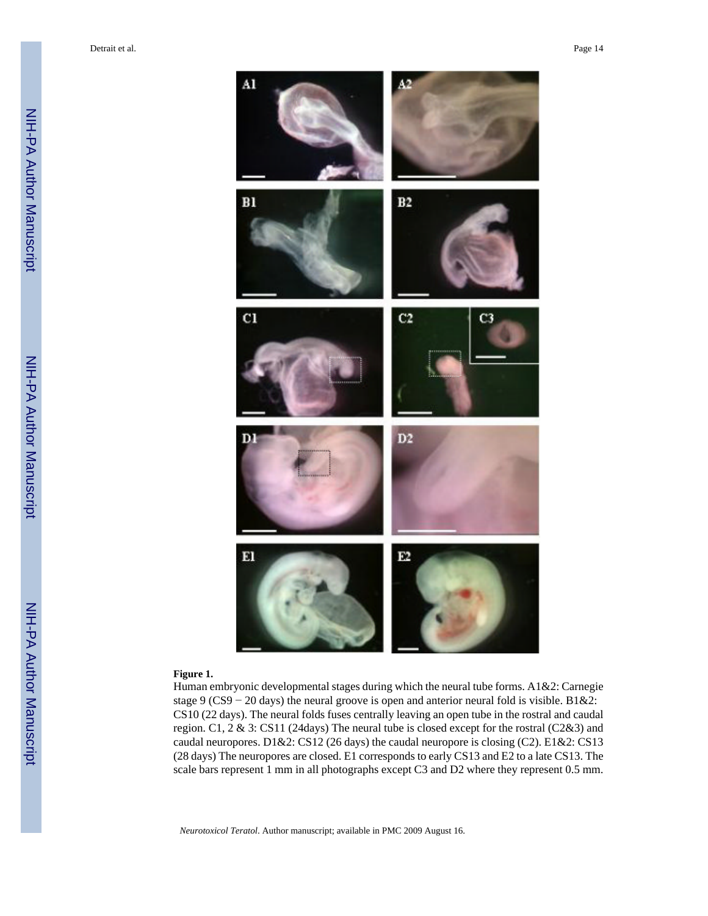**Figure 1.**

Human embryonic developmental stages during which the neural tube forms. A1&2: Carnegie stage 9 (CS9 − 20 days) the neural groove is open and anterior neural fold is visible. B1&2: CS10 (22 days). The neural folds fuses centrally leaving an open tube in the rostral and caudal region. C1, 2 & 3: CS11 (24days) The neural tube is closed except for the rostral (C2&3) and caudal neuropores. D1&2: CS12 (26 days) the caudal neuropore is closing (C2). E1&2: CS13 (28 days) The neuropores are closed. E1 corresponds to early CS13 and E2 to a late CS13. The scale bars represent 1 mm in all photographs except C3 and D2 where they represent 0.5 mm.